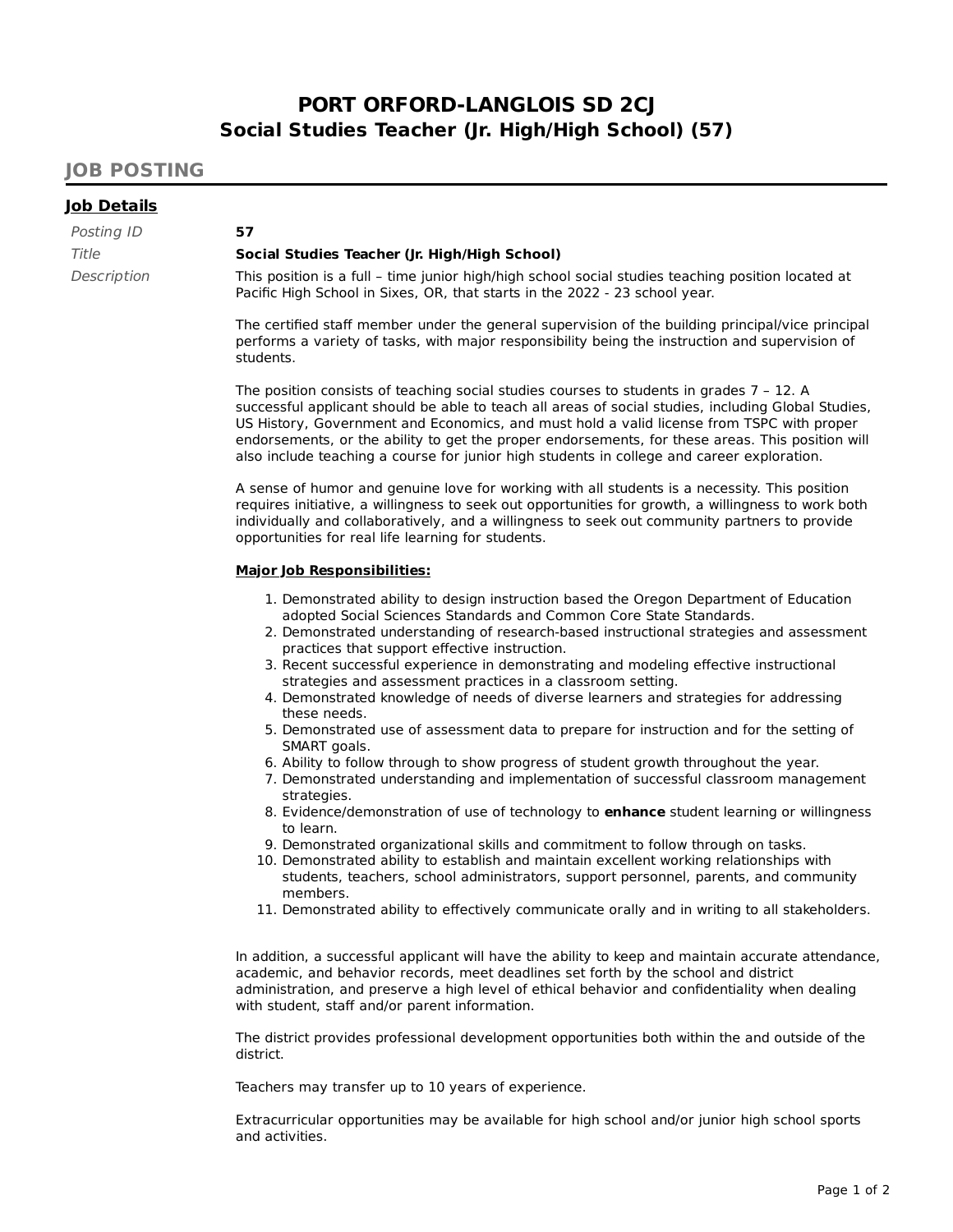# PORT ORFORD-LANGLOIS SD 2CJ
## Social Studies Teacher (Jr. High/High School) (57)

## JOB POSTING

### Job Details

*Posting ID* **57**

*Title* **Social Studies Teacher (Jr. High/High School)**

*Description*

This position is a full – time junior high/high school social studies teaching position located at Pacific High School in Sixes, OR, that starts in the 2022 - 23 school year.

The certified staff member under the general supervision of the building principal/vice principal performs a variety of tasks, with major responsibility being the instruction and supervision of students.

The position consists of teaching social studies courses to students in grades 7 – 12. A successful applicant should be able to teach all areas of social studies, including Global Studies, US History, Government and Economics, and must hold a valid license from TSPC with proper endorsements, or the ability to get the proper endorsements, for these areas. This position will also include teaching a course for junior high students in college and career exploration.

A sense of humor and genuine love for working with all students is a necessity. This position requires initiative, a willingness to seek out opportunities for growth, a willingness to work both individually and collaboratively, and a willingness to seek out community partners to provide opportunities for real life learning for students.

**Major Job Responsibilities:**

1. Demonstrated ability to design instruction based the Oregon Department of Education adopted Social Sciences Standards and Common Core State Standards.
2. Demonstrated understanding of research-based instructional strategies and assessment practices that support effective instruction.
3. Recent successful experience in demonstrating and modeling effective instructional strategies and assessment practices in a classroom setting.
4. Demonstrated knowledge of needs of diverse learners and strategies for addressing these needs.
5. Demonstrated use of assessment data to prepare for instruction and for the setting of SMART goals.
6. Ability to follow through to show progress of student growth throughout the year.
7. Demonstrated understanding and implementation of successful classroom management strategies.
8. Evidence/demonstration of use of technology to **enhance** student learning or willingness to learn.
9. Demonstrated organizational skills and commitment to follow through on tasks.
10. Demonstrated ability to establish and maintain excellent working relationships with students, teachers, school administrators, support personnel, parents, and community members.
11. Demonstrated ability to effectively communicate orally and in writing to all stakeholders.

In addition, a successful applicant will have the ability to keep and maintain accurate attendance, academic, and behavior records, meet deadlines set forth by the school and district administration, and preserve a high level of ethical behavior and confidentiality when dealing with student, staff and/or parent information.

The district provides professional development opportunities both within the and outside of the district.

Teachers may transfer up to 10 years of experience.

Extracurricular opportunities may be available for high school and/or junior high school sports and activities.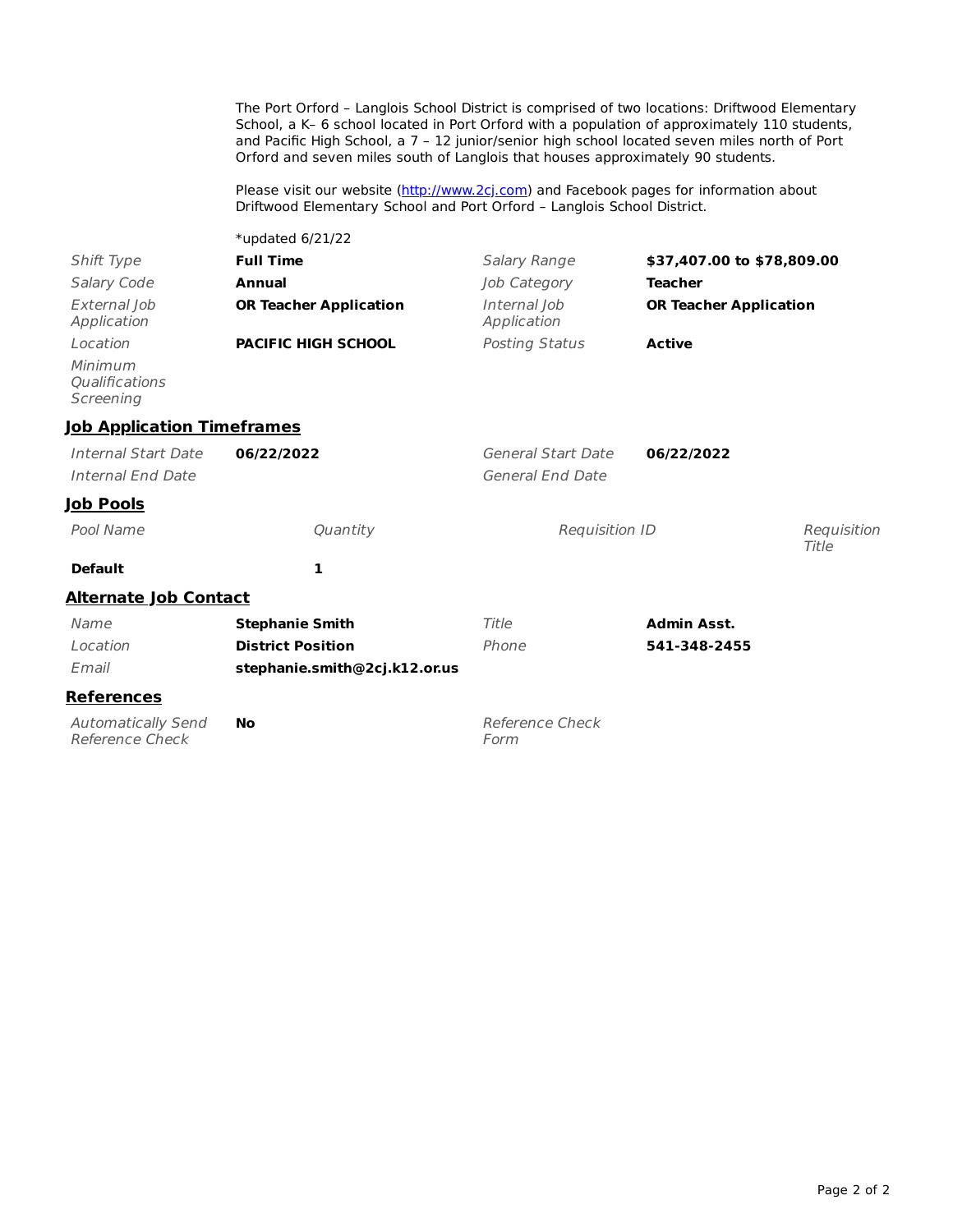The Port Orford – Langlois School District is comprised of two locations: Driftwood Elementary School, a K– 6 school located in Port Orford with a population of approximately 110 students, and Pacific High School, a 7 – 12 junior/senior high school located seven miles north of Port Orford and seven miles south of Langlois that houses approximately 90 students.

Please visit our website (http://www.2cj.com) and Facebook pages for information about Driftwood Elementary School and Port Orford – Langlois School District.

*updated 6/21/22

| | | | |
|---|---|---|---|
| *Shift Type* | **Full Time** | *Salary Range* | **$37,407.00 to $78,809.00** |
| *Salary Code* | **Annual** | *Job Category* | **Teacher** |
| *External Job Application* | **OR Teacher Application** | *Internal Job Application* | **OR Teacher Application** |
| *Location* | **PACIFIC HIGH SCHOOL** | *Posting Status* | **Active** |
| *Minimum Qualifications Screening* | | | |

## Job Application Timeframes

| | | | |
|---|---|---|---|
| *Internal Start Date* | **06/22/2022** | *General Start Date* | **06/22/2022** |
| *Internal End Date* | | *General End Date* | |

## Job Pools

| *Pool Name* | *Quantity* | *Requisition ID* | *Requisition Title* |
|---|---|---|---|
| **Default** | **1** | | |

## Alternate Job Contact

| | | | |
|---|---|---|---|
| *Name* | **Stephanie Smith** | *Title* | **Admin Asst.** |
| *Location* | **District Position** | *Phone* | **541-348-2455** |
| *Email* | **stephanie.smith@2cj.k12.or.us** | | |

## References

| | | | |
|---|---|---|---|
| *Automatically Send Reference Check* | **No** | *Reference Check Form* | |